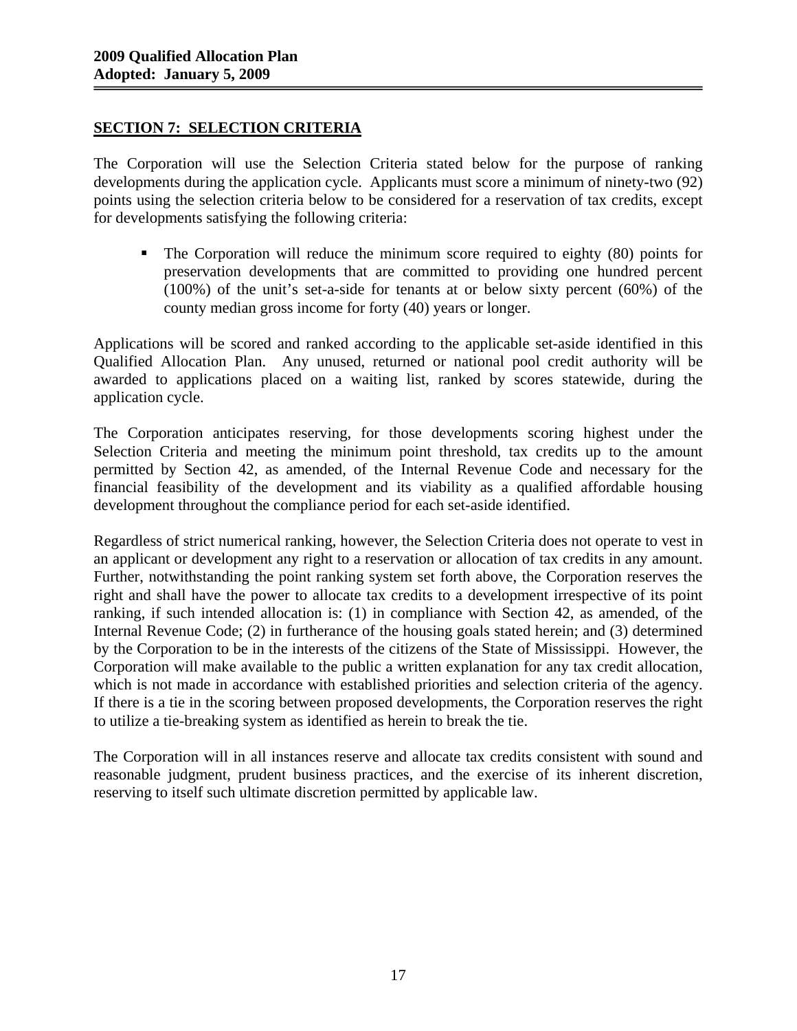## SECTION 7: SELECTION CRITERIA

The Corporation will use the Selection Criteria stated below for the purpose of ranking developments during the application cycle. Applicants must score a minimum of ninety-two (92) points using the selection criteria below to be considered for a reservation of tax credits, except for developments satisfying the following criteria:

- The Corporation will reduce the minimum score required to eighty (80) points for preservation developments that are committed to providing one hundred percent (100%) of the unit's set-a-side for tenants at or below sixty percent (60%) of the county median gross income for forty (40) years or longer.

Applications will be scored and ranked according to the applicable set-aside identified in this Qualified Allocation Plan. Any unused, returned or national pool credit authority will be awarded to applications placed on a waiting list, ranked by scores statewide, during the application cycle.

The Corporation anticipates reserving, for those developments scoring highest under the Selection Criteria and meeting the minimum point threshold, tax credits up to the amount permitted by Section 42, as amended, of the Internal Revenue Code and necessary for the financial feasibility of the development and its viability as a qualified affordable housing development throughout the compliance period for each set-aside identified.

Regardless of strict numerical ranking, however, the Selection Criteria does not operate to vest in an applicant or development any right to a reservation or allocation of tax credits in any amount. Further, notwithstanding the point ranking system set forth above, the Corporation reserves the right and shall have the power to allocate tax credits to a development irrespective of its point ranking, if such intended allocation is: (1) in compliance with Section 42, as amended, of the Internal Revenue Code; (2) in furtherance of the housing goals stated herein; and (3) determined by the Corporation to be in the interests of the citizens of the State of Mississippi. However, the Corporation will make available to the public a written explanation for any tax credit allocation, which is not made in accordance with established priorities and selection criteria of the agency. If there is a tie in the scoring between proposed developments, the Corporation reserves the right to utilize a tie-breaking system as identified as herein to break the tie.

The Corporation will in all instances reserve and allocate tax credits consistent with sound and reasonable judgment, prudent business practices, and the exercise of its inherent discretion, reserving to itself such ultimate discretion permitted by applicable law.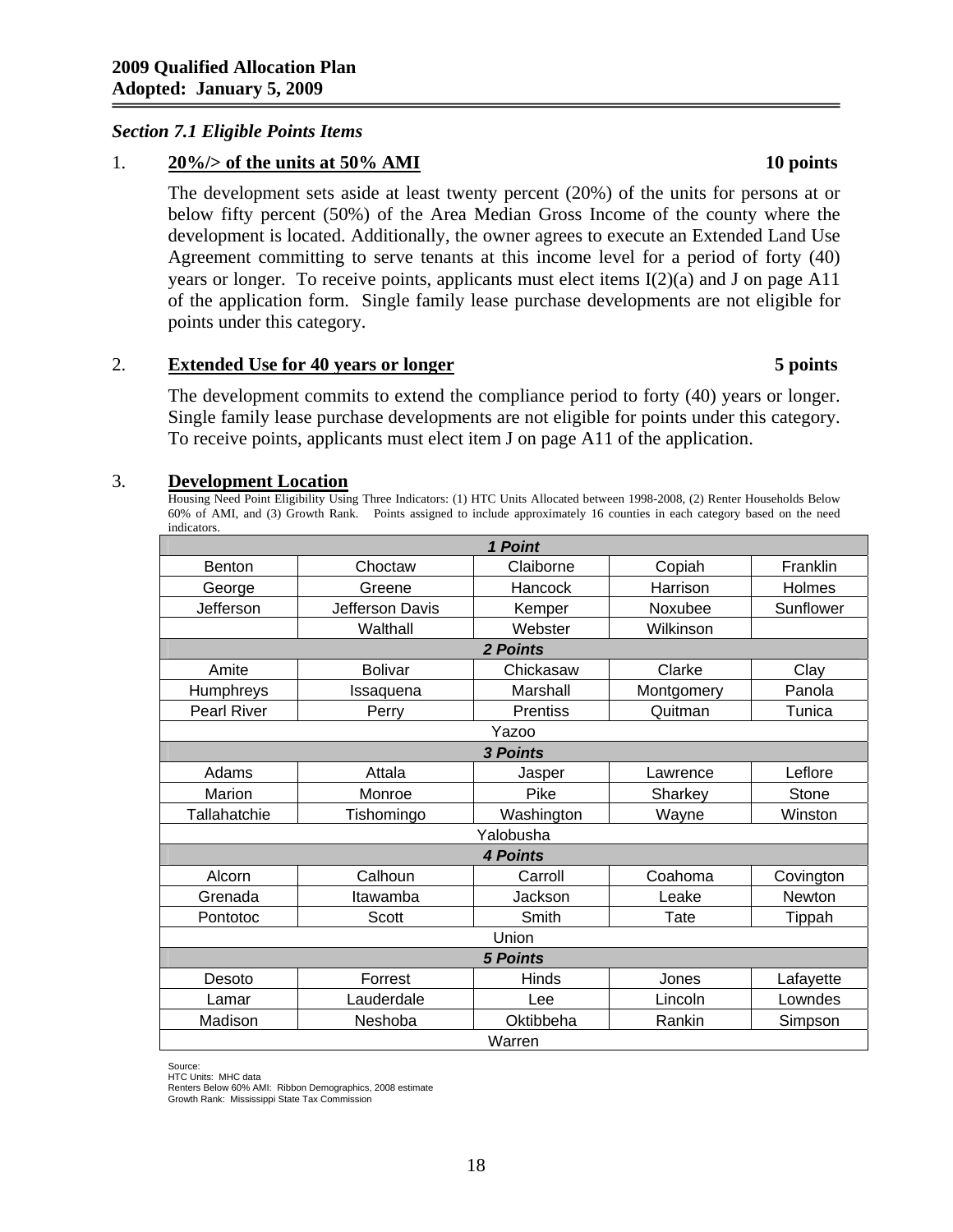**2009 Qualified Allocation Plan**
**Adopted: January 5, 2009**

*Section 7.1 Eligible Points Items*

1. **20%/> of the units at 50% AMI** **10 points**

   The development sets aside at least twenty percent (20%) of the units for persons at or below fifty percent (50%) of the Area Median Gross Income of the county where the development is located. Additionally, the owner agrees to execute an Extended Land Use Agreement committing to serve tenants at this income level for a period of forty (40) years or longer. To receive points, applicants must elect items I(2)(a) and J on page A11 of the application form. Single family lease purchase developments are not eligible for points under this category.

2. **Extended Use for 40 years or longer** **5 points**

   The development commits to extend the compliance period to forty (40) years or longer. Single family lease purchase developments are not eligible for points under this category. To receive points, applicants must elect item J on page A11 of the application.

3. **Development Location**

   Housing Need Point Eligibility Using Three Indicators: (1) HTC Units Allocated between 1998-2008, (2) Renter Households Below 60% of AMI, and (3) Growth Rank. Points assigned to include approximately 16 counties in each category based on the need indicators.

| | | | | |
|---|---|---|---|---|
| **1 Point** | | | | |
| Benton | Choctaw | Claiborne | Copiah | Franklin |
| George | Greene | Hancock | Harrison | Holmes |
| Jefferson | Jefferson Davis | Kemper | Noxubee | Sunflower |
| | Walthall | Webster | Wilkinson | |
| **2 Points** | | | | |
| Amite | Bolivar | Chickasaw | Clarke | Clay |
| Humphreys | Issaquena | Marshall | Montgomery | Panola |
| Pearl River | Perry | Prentiss | Quitman | Tunica |
| Yazoo | | | | |
| **3 Points** | | | | |
| Adams | Attala | Jasper | Lawrence | Leflore |
| Marion | Monroe | Pike | Sharkey | Stone |
| Tallahatchie | Tishomingo | Washington | Wayne | Winston |
| Yalobusha | | | | |
| **4 Points** | | | | |
| Alcorn | Calhoun | Carroll | Coahoma | Covington |
| Grenada | Itawamba | Jackson | Leake | Newton |
| Pontotoc | Scott | Smith | Tate | Tippah |
| Union | | | | |
| **5 Points** | | | | |
| Desoto | Forrest | Hinds | Jones | Lafayette |
| Lamar | Lauderdale | Lee | Lincoln | Lowndes |
| Madison | Neshoba | Oktibbeha | Rankin | Simpson |
| Warren | | | | |

Source:
HTC Units: MHC data
Renters Below 60% AMI: Ribbon Demographics, 2008 estimate
Growth Rank: Mississippi State Tax Commission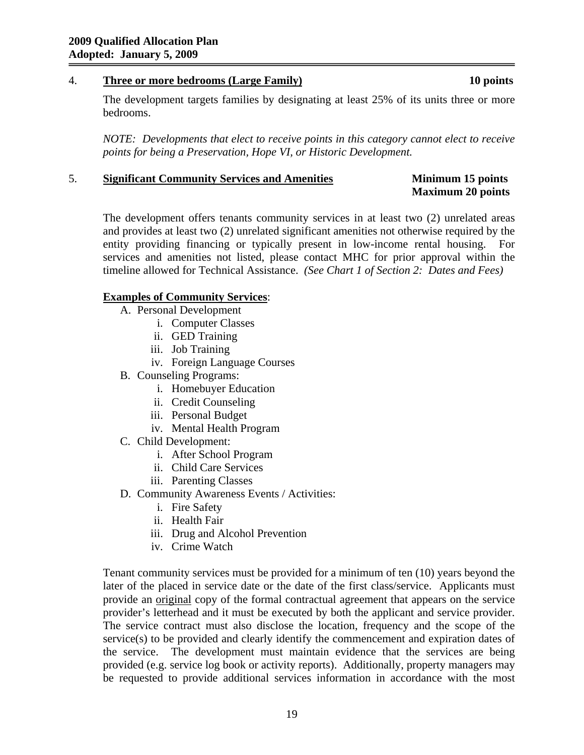4. **<u>Three or more bedrooms (Large Family)</u>** **10 points**

The development targets families by designating at least 25% of its units three or more bedrooms.

*NOTE: Developments that elect to receive points in this category cannot elect to receive points for being a Preservation, Hope VI, or Historic Development.*

5. **<u>Significant Community Services and Amenities</u>** **Minimum 15 points** **Maximum 20 points**

The development offers tenants community services in at least two (2) unrelated areas and provides at least two (2) unrelated significant amenities not otherwise required by the entity providing financing or typically present in low-income rental housing. For services and amenities not listed, please contact MHC for prior approval within the timeline allowed for Technical Assistance. *(See Chart 1 of Section 2: Dates and Fees)*

**<u>Examples of Community Services</u>**:

- A. Personal Development
  - i. Computer Classes
  - ii. GED Training
  - iii. Job Training
  - iv. Foreign Language Courses
- B. Counseling Programs:
  - i. Homebuyer Education
  - ii. Credit Counseling
  - iii. Personal Budget
  - iv. Mental Health Program
- C. Child Development:
  - i. After School Program
  - ii. Child Care Services
  - iii. Parenting Classes
- D. Community Awareness Events / Activities:
  - i. Fire Safety
  - ii. Health Fair
  - iii. Drug and Alcohol Prevention
  - iv. Crime Watch

Tenant community services must be provided for a minimum of ten (10) years beyond the later of the placed in service date or the date of the first class/service. Applicants must provide an <u>original</u> copy of the formal contractual agreement that appears on the service provider's letterhead and it must be executed by both the applicant and service provider. The service contract must also disclose the location, frequency and the scope of the service(s) to be provided and clearly identify the commencement and expiration dates of the service. The development must maintain evidence that the services are being provided (e.g. service log book or activity reports). Additionally, property managers may be requested to provide additional services information in accordance with the most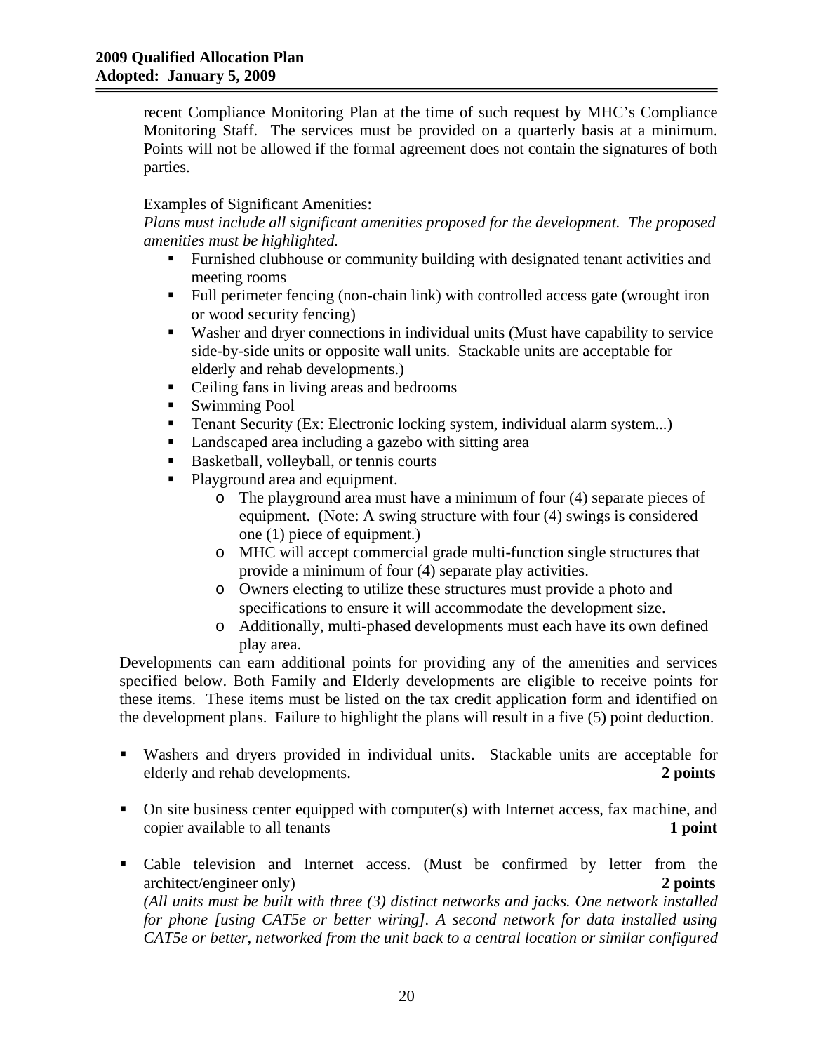recent Compliance Monitoring Plan at the time of such request by MHC's Compliance Monitoring Staff. The services must be provided on a quarterly basis at a minimum. Points will not be allowed if the formal agreement does not contain the signatures of both parties.

Examples of Significant Amenities:
*Plans must include all significant amenities proposed for the development. The proposed amenities must be highlighted.*

- Furnished clubhouse or community building with designated tenant activities and meeting rooms
- Full perimeter fencing (non-chain link) with controlled access gate (wrought iron or wood security fencing)
- Washer and dryer connections in individual units (Must have capability to service side-by-side units or opposite wall units. Stackable units are acceptable for elderly and rehab developments.)
- Ceiling fans in living areas and bedrooms
- Swimming Pool
- Tenant Security (Ex: Electronic locking system, individual alarm system...)
- Landscaped area including a gazebo with sitting area
- Basketball, volleyball, or tennis courts
- Playground area and equipment.
  - The playground area must have a minimum of four (4) separate pieces of equipment. (Note: A swing structure with four (4) swings is considered one (1) piece of equipment.)
  - MHC will accept commercial grade multi-function single structures that provide a minimum of four (4) separate play activities.
  - Owners electing to utilize these structures must provide a photo and specifications to ensure it will accommodate the development size.
  - Additionally, multi-phased developments must each have its own defined play area.

Developments can earn additional points for providing any of the amenities and services specified below. Both Family and Elderly developments are eligible to receive points for these items. These items must be listed on the tax credit application form and identified on the development plans. Failure to highlight the plans will result in a five (5) point deduction.

- Washers and dryers provided in individual units. Stackable units are acceptable for elderly and rehab developments. **2 points**

- On site business center equipped with computer(s) with Internet access, fax machine, and copier available to all tenants **1 point**

- Cable television and Internet access. (Must be confirmed by letter from the architect/engineer only) **2 points**
  *(All units must be built with three (3) distinct networks and jacks. One network installed for phone [using CAT5e or better wiring]. A second network for data installed using CAT5e or better, networked from the unit back to a central location or similar configured*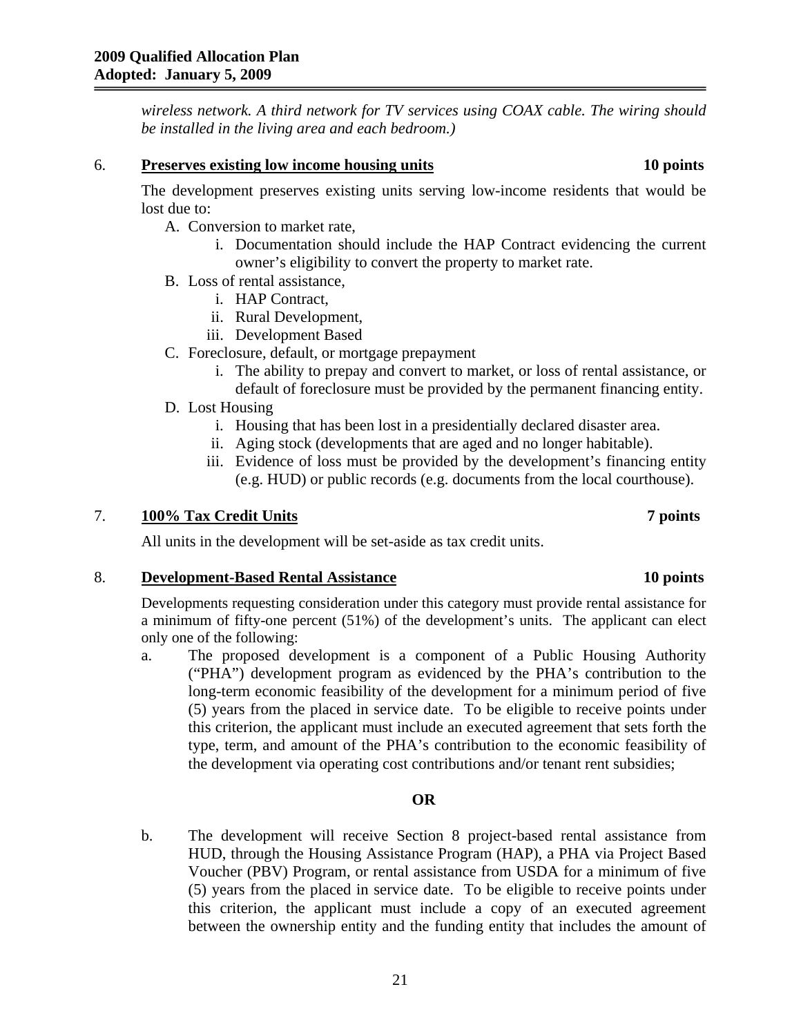*wireless network. A third network for TV services using COAX cable. The wiring should be installed in the living area and each bedroom.)*

6. **Preserves existing low income housing units** **10 points**

The development preserves existing units serving low-income residents that would be lost due to:

A. Conversion to market rate,
   i. Documentation should include the HAP Contract evidencing the current owner's eligibility to convert the property to market rate.
B. Loss of rental assistance,
   i. HAP Contract,
   ii. Rural Development,
   iii. Development Based
C. Foreclosure, default, or mortgage prepayment
   i. The ability to prepay and convert to market, or loss of rental assistance, or default of foreclosure must be provided by the permanent financing entity.
D. Lost Housing
   i. Housing that has been lost in a presidentially declared disaster area.
   ii. Aging stock (developments that are aged and no longer habitable).
   iii. Evidence of loss must be provided by the development's financing entity (e.g. HUD) or public records (e.g. documents from the local courthouse).

7. **100% Tax Credit Units** **7 points**

All units in the development will be set-aside as tax credit units.

8. **Development-Based Rental Assistance** **10 points**

Developments requesting consideration under this category must provide rental assistance for a minimum of fifty-one percent (51%) of the development's units. The applicant can elect only one of the following:

a. The proposed development is a component of a Public Housing Authority ("PHA") development program as evidenced by the PHA's contribution to the long-term economic feasibility of the development for a minimum period of five (5) years from the placed in service date. To be eligible to receive points under this criterion, the applicant must include an executed agreement that sets forth the type, term, and amount of the PHA's contribution to the economic feasibility of the development via operating cost contributions and/or tenant rent subsidies;

**OR**

b. The development will receive Section 8 project-based rental assistance from HUD, through the Housing Assistance Program (HAP), a PHA via Project Based Voucher (PBV) Program, or rental assistance from USDA for a minimum of five (5) years from the placed in service date. To be eligible to receive points under this criterion, the applicant must include a copy of an executed agreement between the ownership entity and the funding entity that includes the amount of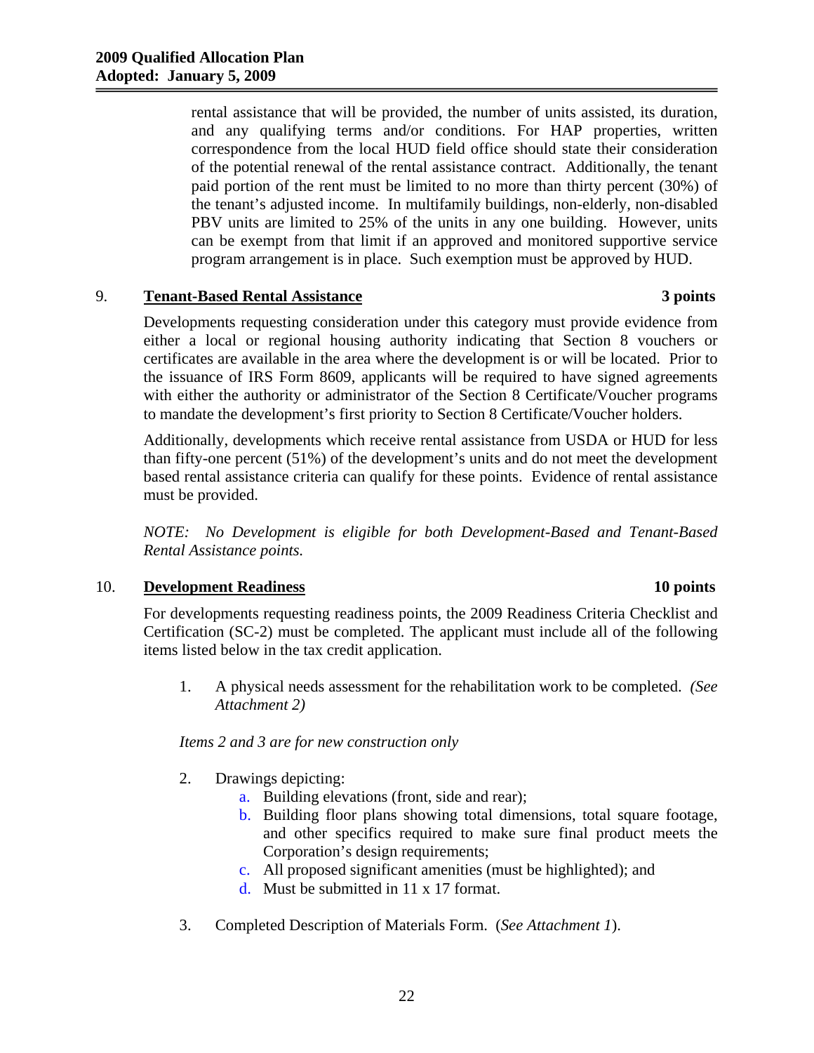rental assistance that will be provided, the number of units assisted, its duration, and any qualifying terms and/or conditions. For HAP properties, written correspondence from the local HUD field office should state their consideration of the potential renewal of the rental assistance contract. Additionally, the tenant paid portion of the rent must be limited to no more than thirty percent (30%) of the tenant's adjusted income. In multifamily buildings, non-elderly, non-disabled PBV units are limited to 25% of the units in any one building. However, units can be exempt from that limit if an approved and monitored supportive service program arrangement is in place. Such exemption must be approved by HUD.

9. **Tenant-Based Rental Assistance** **3 points**

Developments requesting consideration under this category must provide evidence from either a local or regional housing authority indicating that Section 8 vouchers or certificates are available in the area where the development is or will be located. Prior to the issuance of IRS Form 8609, applicants will be required to have signed agreements with either the authority or administrator of the Section 8 Certificate/Voucher programs to mandate the development's first priority to Section 8 Certificate/Voucher holders.

Additionally, developments which receive rental assistance from USDA or HUD for less than fifty-one percent (51%) of the development's units and do not meet the development based rental assistance criteria can qualify for these points. Evidence of rental assistance must be provided.

*NOTE: No Development is eligible for both Development-Based and Tenant-Based Rental Assistance points.*

10. **Development Readiness** **10 points**

For developments requesting readiness points, the 2009 Readiness Criteria Checklist and Certification (SC-2) must be completed. The applicant must include all of the following items listed below in the tax credit application.

1. A physical needs assessment for the rehabilitation work to be completed. *(See Attachment 2)*

*Items 2 and 3 are for new construction only*

2. Drawings depicting:
   a. Building elevations (front, side and rear);
   b. Building floor plans showing total dimensions, total square footage, and other specifics required to make sure final product meets the Corporation's design requirements;
   c. All proposed significant amenities (must be highlighted); and
   d. Must be submitted in 11 x 17 format.

3. Completed Description of Materials Form. (*See Attachment 1*).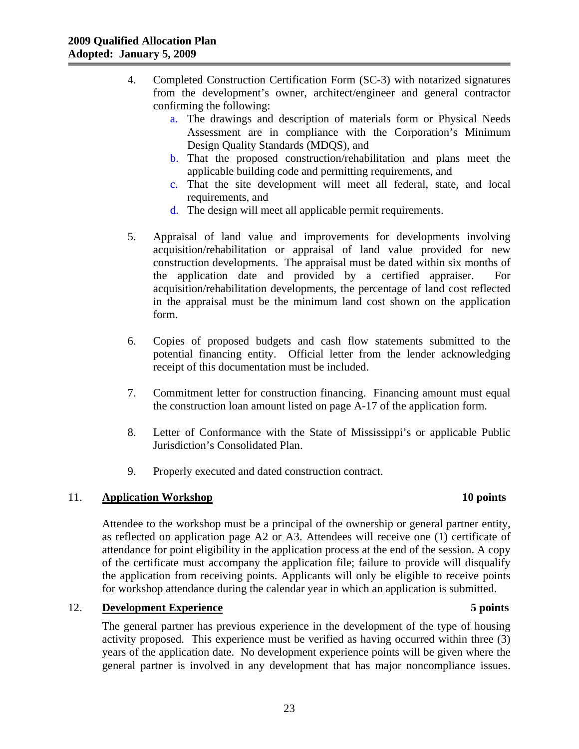4. Completed Construction Certification Form (SC-3) with notarized signatures from the development's owner, architect/engineer and general contractor confirming the following:
    a. The drawings and description of materials form or Physical Needs Assessment are in compliance with the Corporation's Minimum Design Quality Standards (MDQS), and
    b. That the proposed construction/rehabilitation and plans meet the applicable building code and permitting requirements, and
    c. That the site development will meet all federal, state, and local requirements, and
    d. The design will meet all applicable permit requirements.

5. Appraisal of land value and improvements for developments involving acquisition/rehabilitation or appraisal of land value provided for new construction developments. The appraisal must be dated within six months of the application date and provided by a certified appraiser. For acquisition/rehabilitation developments, the percentage of land cost reflected in the appraisal must be the minimum land cost shown on the application form.

6. Copies of proposed budgets and cash flow statements submitted to the potential financing entity. Official letter from the lender acknowledging receipt of this documentation must be included.

7. Commitment letter for construction financing. Financing amount must equal the construction loan amount listed on page A-17 of the application form.

8. Letter of Conformance with the State of Mississippi's or applicable Public Jurisdiction's Consolidated Plan.

9. Properly executed and dated construction contract.

## 11. Application Workshop — 10 points

Attendee to the workshop must be a principal of the ownership or general partner entity, as reflected on application page A2 or A3. Attendees will receive one (1) certificate of attendance for point eligibility in the application process at the end of the session. A copy of the certificate must accompany the application file; failure to provide will disqualify the application from receiving points. Applicants will only be eligible to receive points for workshop attendance during the calendar year in which an application is submitted.

## 12. Development Experience — 5 points

The general partner has previous experience in the development of the type of housing activity proposed. This experience must be verified as having occurred within three (3) years of the application date. No development experience points will be given where the general partner is involved in any development that has major noncompliance issues.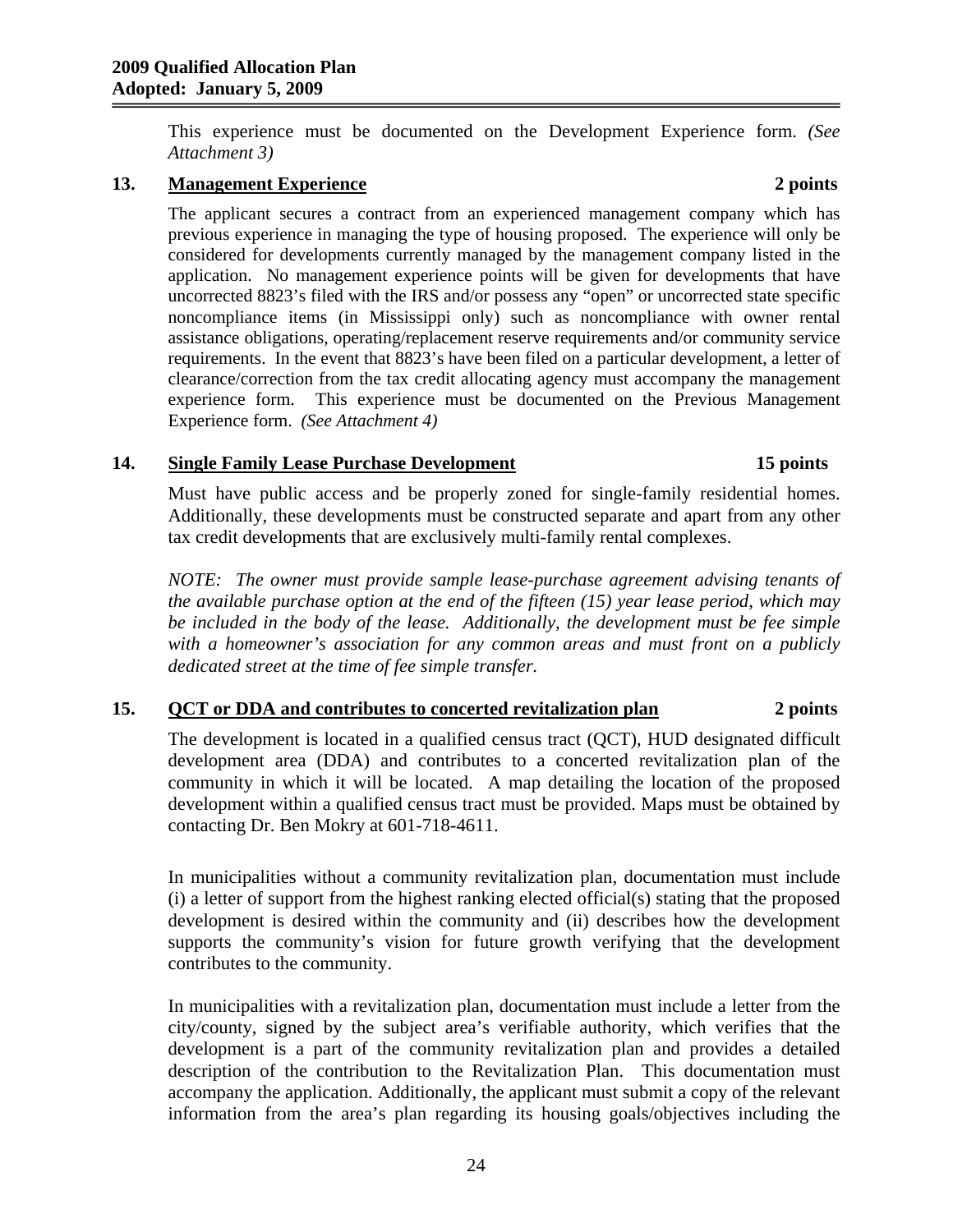This experience must be documented on the Development Experience form. *(See Attachment 3)*

### 13. Management Experience — 2 points

The applicant secures a contract from an experienced management company which has previous experience in managing the type of housing proposed. The experience will only be considered for developments currently managed by the management company listed in the application. No management experience points will be given for developments that have uncorrected 8823's filed with the IRS and/or possess any "open" or uncorrected state specific noncompliance items (in Mississippi only) such as noncompliance with owner rental assistance obligations, operating/replacement reserve requirements and/or community service requirements. In the event that 8823's have been filed on a particular development, a letter of clearance/correction from the tax credit allocating agency must accompany the management experience form. This experience must be documented on the Previous Management Experience form. *(See Attachment 4)*

### 14. Single Family Lease Purchase Development — 15 points

Must have public access and be properly zoned for single-family residential homes. Additionally, these developments must be constructed separate and apart from any other tax credit developments that are exclusively multi-family rental complexes.

*NOTE: The owner must provide sample lease-purchase agreement advising tenants of the available purchase option at the end of the fifteen (15) year lease period, which may be included in the body of the lease. Additionally, the development must be fee simple with a homeowner's association for any common areas and must front on a publicly dedicated street at the time of fee simple transfer.*

### 15. QCT or DDA and contributes to concerted revitalization plan — 2 points

The development is located in a qualified census tract (QCT), HUD designated difficult development area (DDA) and contributes to a concerted revitalization plan of the community in which it will be located. A map detailing the location of the proposed development within a qualified census tract must be provided. Maps must be obtained by contacting Dr. Ben Mokry at 601-718-4611.

In municipalities without a community revitalization plan, documentation must include (i) a letter of support from the highest ranking elected official(s) stating that the proposed development is desired within the community and (ii) describes how the development supports the community's vision for future growth verifying that the development contributes to the community.

In municipalities with a revitalization plan, documentation must include a letter from the city/county, signed by the subject area's verifiable authority, which verifies that the development is a part of the community revitalization plan and provides a detailed description of the contribution to the Revitalization Plan. This documentation must accompany the application. Additionally, the applicant must submit a copy of the relevant information from the area's plan regarding its housing goals/objectives including the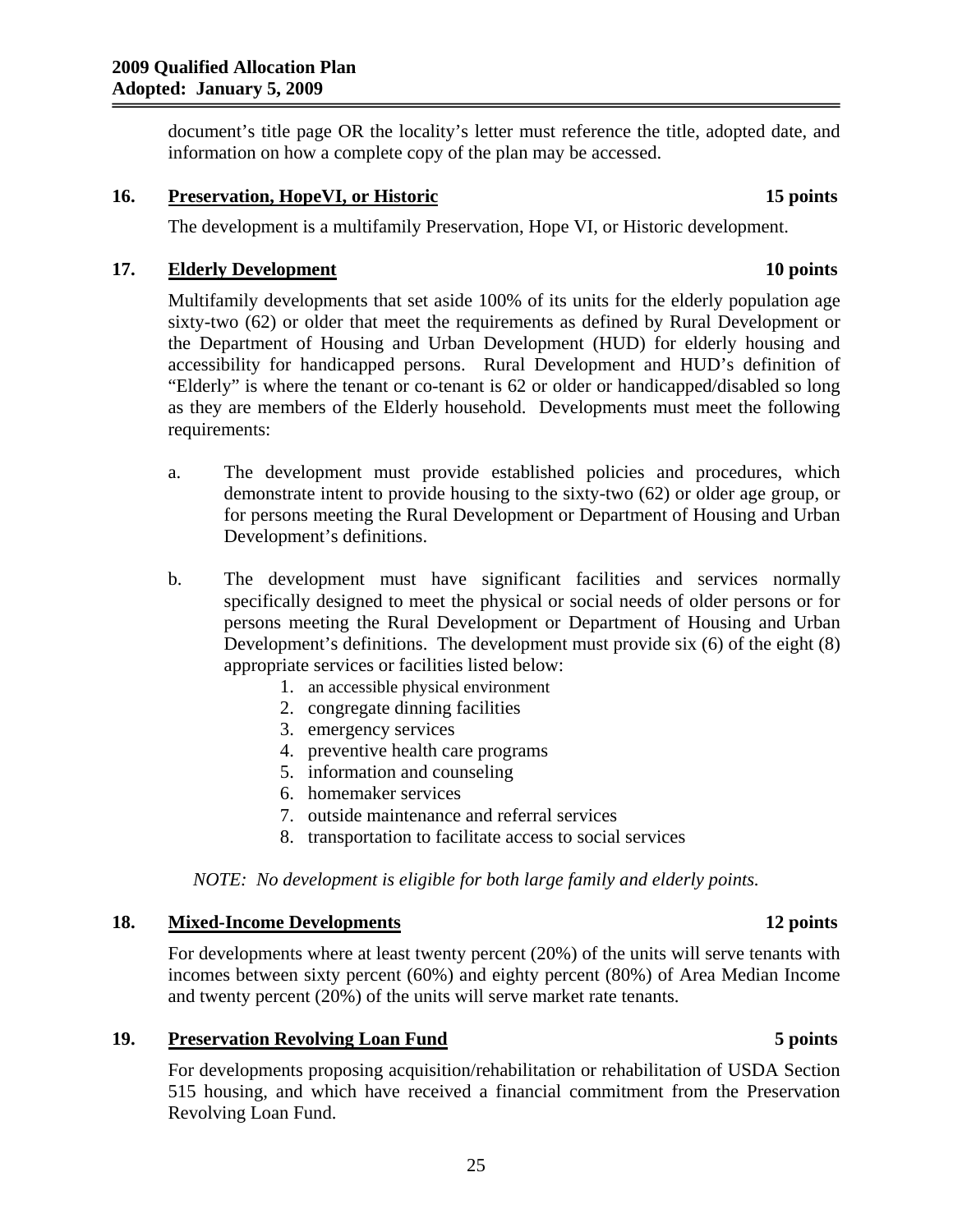document's title page OR the locality's letter must reference the title, adopted date, and information on how a complete copy of the plan may be accessed.

**16. Preservation, HopeVI, or Historic** **15 points**

The development is a multifamily Preservation, Hope VI, or Historic development.

**17. Elderly Development** **10 points**

Multifamily developments that set aside 100% of its units for the elderly population age sixty-two (62) or older that meet the requirements as defined by Rural Development or the Department of Housing and Urban Development (HUD) for elderly housing and accessibility for handicapped persons. Rural Development and HUD's definition of "Elderly" is where the tenant or co-tenant is 62 or older or handicapped/disabled so long as they are members of the Elderly household. Developments must meet the following requirements:

a. The development must provide established policies and procedures, which demonstrate intent to provide housing to the sixty-two (62) or older age group, or for persons meeting the Rural Development or Department of Housing and Urban Development's definitions.

b. The development must have significant facilities and services normally specifically designed to meet the physical or social needs of older persons or for persons meeting the Rural Development or Department of Housing and Urban Development's definitions. The development must provide six (6) of the eight (8) appropriate services or facilities listed below:
   1. an accessible physical environment
   2. congregate dinning facilities
   3. emergency services
   4. preventive health care programs
   5. information and counseling
   6. homemaker services
   7. outside maintenance and referral services
   8. transportation to facilitate access to social services

*NOTE: No development is eligible for both large family and elderly points.*

**18. Mixed-Income Developments** **12 points**

For developments where at least twenty percent (20%) of the units will serve tenants with incomes between sixty percent (60%) and eighty percent (80%) of Area Median Income and twenty percent (20%) of the units will serve market rate tenants.

**19. Preservation Revolving Loan Fund** **5 points**

For developments proposing acquisition/rehabilitation or rehabilitation of USDA Section 515 housing, and which have received a financial commitment from the Preservation Revolving Loan Fund.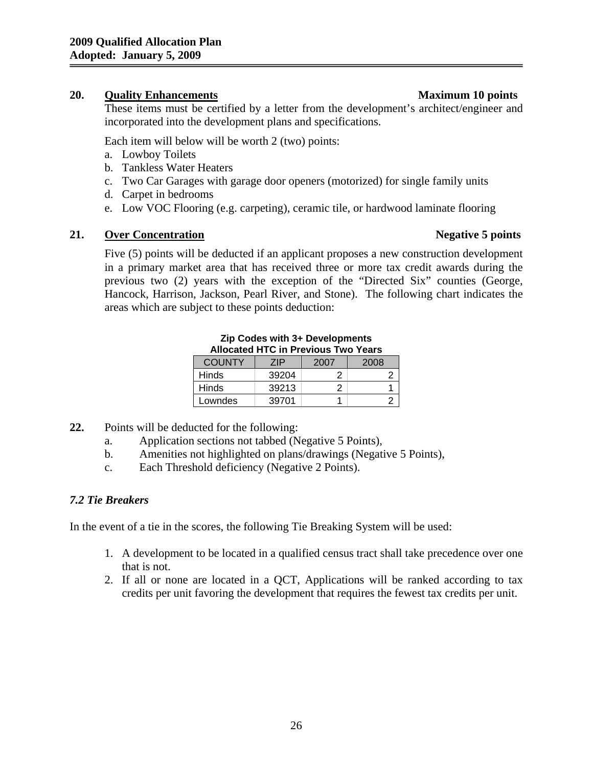**20. Quality Enhancements** **Maximum 10 points**

These items must be certified by a letter from the development's architect/engineer and incorporated into the development plans and specifications.

Each item will below will be worth 2 (two) points:

a. Lowboy Toilets
b. Tankless Water Heaters
c. Two Car Garages with garage door openers (motorized) for single family units
d. Carpet in bedrooms
e. Low VOC Flooring (e.g. carpeting), ceramic tile, or hardwood laminate flooring

**21. Over Concentration** **Negative 5 points**

Five (5) points will be deducted if an applicant proposes a new construction development in a primary market area that has received three or more tax credit awards during the previous two (2) years with the exception of the "Directed Six" counties (George, Hancock, Harrison, Jackson, Pearl River, and Stone). The following chart indicates the areas which are subject to these points deduction:

**Zip Codes with 3+ Developments Allocated HTC in Previous Two Years**

| COUNTY | ZIP | 2007 | 2008 |
|---|---|---|---|
| Hinds | 39204 | 2 | 2 |
| Hinds | 39213 | 2 | 1 |
| Lowndes | 39701 | 1 | 2 |

**22.** Points will be deducted for the following:

a. Application sections not tabbed (Negative 5 Points),
b. Amenities not highlighted on plans/drawings (Negative 5 Points),
c. Each Threshold deficiency (Negative 2 Points).

### *7.2 Tie Breakers*

In the event of a tie in the scores, the following Tie Breaking System will be used:

1. A development to be located in a qualified census tract shall take precedence over one that is not.
2. If all or none are located in a QCT, Applications will be ranked according to tax credits per unit favoring the development that requires the fewest tax credits per unit.